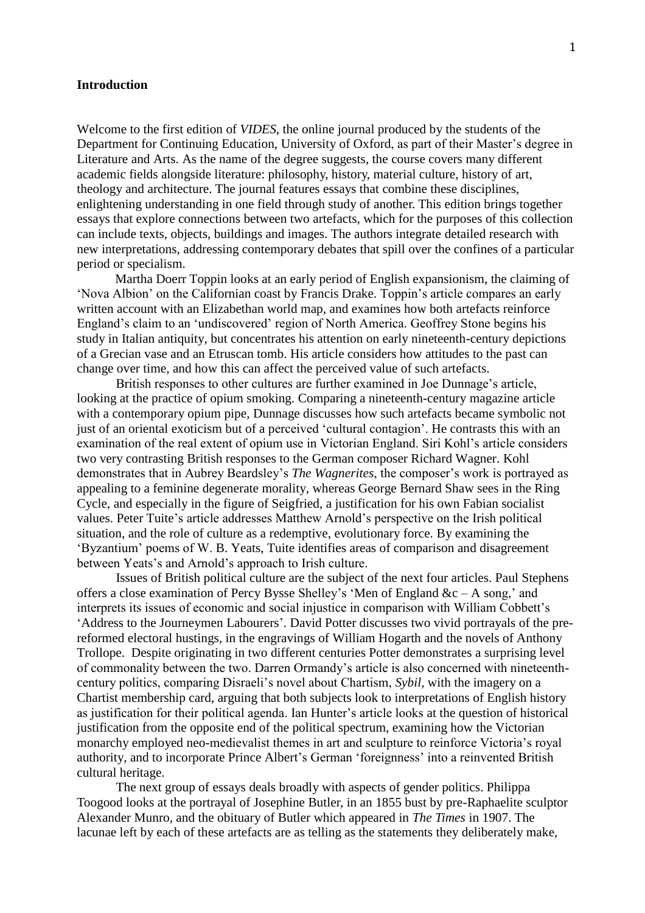**Introduction**

Welcome to the first edition of *VIDES*, the online journal produced by the students of the Department for Continuing Education, University of Oxford, as part of their Master's degree in Literature and Arts. As the name of the degree suggests, the course covers many different academic fields alongside literature: philosophy, history, material culture, history of art, theology and architecture. The journal features essays that combine these disciplines, enlightening understanding in one field through study of another. This edition brings together essays that explore connections between two artefacts, which for the purposes of this collection can include texts, objects, buildings and images. The authors integrate detailed research with new interpretations, addressing contemporary debates that spill over the confines of a particular period or specialism.

Martha Doerr Toppin looks at an early period of English expansionism, the claiming of 'Nova Albion' on the Californian coast by Francis Drake. Toppin's article compares an early written account with an Elizabethan world map, and examines how both artefacts reinforce England's claim to an 'undiscovered' region of North America. Geoffrey Stone begins his study in Italian antiquity, but concentrates his attention on early nineteenth-century depictions of a Grecian vase and an Etruscan tomb. His article considers how attitudes to the past can change over time, and how this can affect the perceived value of such artefacts.

British responses to other cultures are further examined in Joe Dunnage's article, looking at the practice of opium smoking. Comparing a nineteenth-century magazine article with a contemporary opium pipe, Dunnage discusses how such artefacts became symbolic not just of an oriental exoticism but of a perceived 'cultural contagion'. He contrasts this with an examination of the real extent of opium use in Victorian England. Siri Kohl's article considers two very contrasting British responses to the German composer Richard Wagner. Kohl demonstrates that in Aubrey Beardsley's *The Wagnerites*, the composer's work is portrayed as appealing to a feminine degenerate morality, whereas George Bernard Shaw sees in the Ring Cycle, and especially in the figure of Seigfried, a justification for his own Fabian socialist values. Peter Tuite's article addresses Matthew Arnold's perspective on the Irish political situation, and the role of culture as a redemptive, evolutionary force. By examining the 'Byzantium' poems of W. B. Yeats, Tuite identifies areas of comparison and disagreement between Yeats's and Arnold's approach to Irish culture.

Issues of British political culture are the subject of the next four articles. Paul Stephens offers a close examination of Percy Bysse Shelley's 'Men of England &c – A song,' and interprets its issues of economic and social injustice in comparison with William Cobbett's 'Address to the Journeymen Labourers'. David Potter discusses two vivid portrayals of the pre-reformed electoral hustings, in the engravings of William Hogarth and the novels of Anthony Trollope. Despite originating in two different centuries Potter demonstrates a surprising level of commonality between the two. Darren Ormandy's article is also concerned with nineteenth-century politics, comparing Disraeli's novel about Chartism, *Sybil,* with the imagery on a Chartist membership card, arguing that both subjects look to interpretations of English history as justification for their political agenda. Ian Hunter's article looks at the question of historical justification from the opposite end of the political spectrum, examining how the Victorian monarchy employed neo-medievalist themes in art and sculpture to reinforce Victoria's royal authority, and to incorporate Prince Albert's German 'foreignness' into a reinvented British cultural heritage.

The next group of essays deals broadly with aspects of gender politics. Philippa Toogood looks at the portrayal of Josephine Butler, in an 1855 bust by pre-Raphaelite sculptor Alexander Munro, and the obituary of Butler which appeared in *The Times* in 1907. The lacunae left by each of these artefacts are as telling as the statements they deliberately make,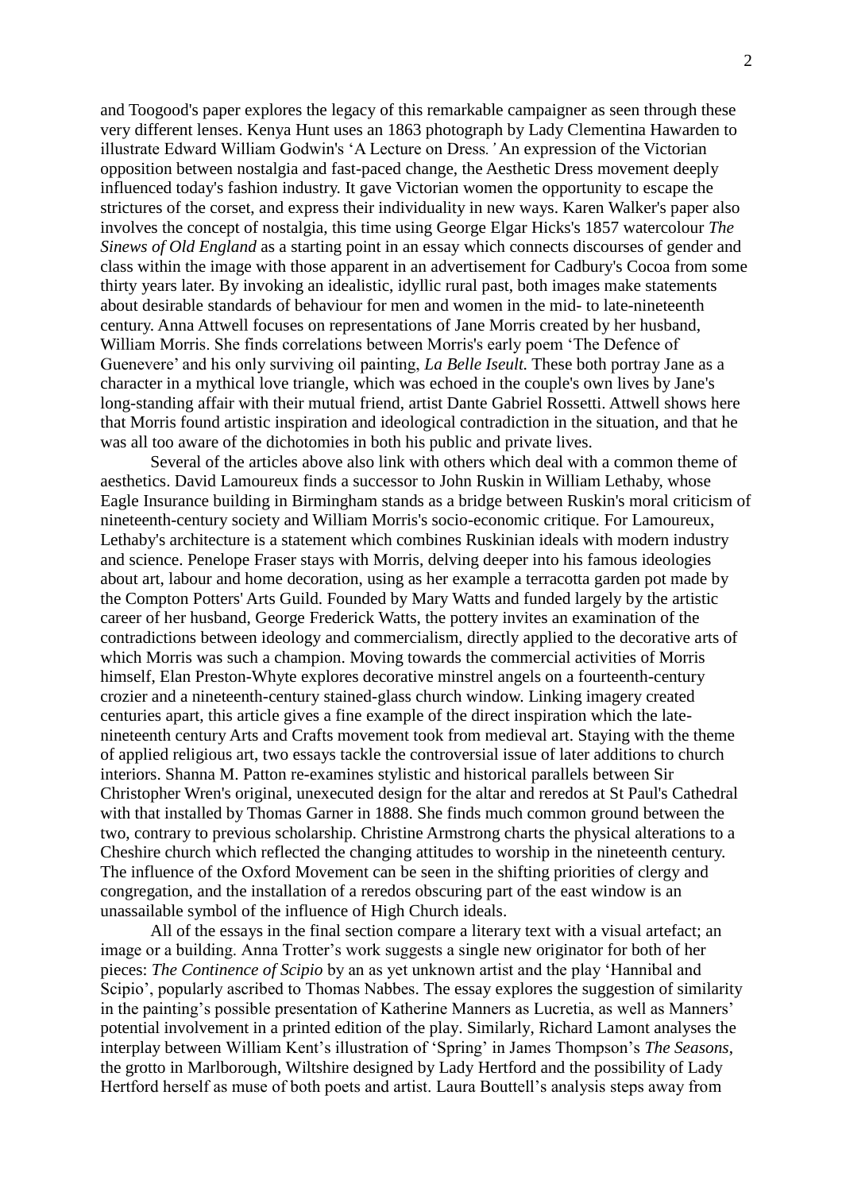and Toogood's paper explores the legacy of this remarkable campaigner as seen through these very different lenses. Kenya Hunt uses an 1863 photograph by Lady Clementina Hawarden to illustrate Edward William Godwin's 'A Lecture on Dress*.'* An expression of the Victorian opposition between nostalgia and fast-paced change, the Aesthetic Dress movement deeply influenced today's fashion industry. It gave Victorian women the opportunity to escape the strictures of the corset, and express their individuality in new ways. Karen Walker's paper also involves the concept of nostalgia, this time using George Elgar Hicks's 1857 watercolour *The Sinews of Old England* as a starting point in an essay which connects discourses of gender and class within the image with those apparent in an advertisement for Cadbury's Cocoa from some thirty years later. By invoking an idealistic, idyllic rural past, both images make statements about desirable standards of behaviour for men and women in the mid- to late-nineteenth century. Anna Attwell focuses on representations of Jane Morris created by her husband, William Morris. She finds correlations between Morris's early poem 'The Defence of Guenevere' and his only surviving oil painting, *La Belle Iseult.* These both portray Jane as a character in a mythical love triangle, which was echoed in the couple's own lives by Jane's long-standing affair with their mutual friend, artist Dante Gabriel Rossetti. Attwell shows here that Morris found artistic inspiration and ideological contradiction in the situation, and that he was all too aware of the dichotomies in both his public and private lives.

Several of the articles above also link with others which deal with a common theme of aesthetics. David Lamoureux finds a successor to John Ruskin in William Lethaby, whose Eagle Insurance building in Birmingham stands as a bridge between Ruskin's moral criticism of nineteenth-century society and William Morris's socio-economic critique. For Lamoureux, Lethaby's architecture is a statement which combines Ruskinian ideals with modern industry and science. Penelope Fraser stays with Morris, delving deeper into his famous ideologies about art, labour and home decoration, using as her example a terracotta garden pot made by the Compton Potters' Arts Guild. Founded by Mary Watts and funded largely by the artistic career of her husband, George Frederick Watts, the pottery invites an examination of the contradictions between ideology and commercialism, directly applied to the decorative arts of which Morris was such a champion. Moving towards the commercial activities of Morris himself, Elan Preston-Whyte explores decorative minstrel angels on a fourteenth-century crozier and a nineteenth-century stained-glass church window. Linking imagery created centuries apart, this article gives a fine example of the direct inspiration which the late-nineteenth century Arts and Crafts movement took from medieval art. Staying with the theme of applied religious art, two essays tackle the controversial issue of later additions to church interiors. Shanna M. Patton re-examines stylistic and historical parallels between Sir Christopher Wren's original, unexecuted design for the altar and reredos at St Paul's Cathedral with that installed by Thomas Garner in 1888. She finds much common ground between the two, contrary to previous scholarship. Christine Armstrong charts the physical alterations to a Cheshire church which reflected the changing attitudes to worship in the nineteenth century. The influence of the Oxford Movement can be seen in the shifting priorities of clergy and congregation, and the installation of a reredos obscuring part of the east window is an unassailable symbol of the influence of High Church ideals.

All of the essays in the final section compare a literary text with a visual artefact; an image or a building. Anna Trotter's work suggests a single new originator for both of her pieces: *The Continence of Scipio* by an as yet unknown artist and the play 'Hannibal and Scipio', popularly ascribed to Thomas Nabbes. The essay explores the suggestion of similarity in the painting's possible presentation of Katherine Manners as Lucretia, as well as Manners' potential involvement in a printed edition of the play. Similarly, Richard Lamont analyses the interplay between William Kent's illustration of 'Spring' in James Thompson's *The Seasons*, the grotto in Marlborough, Wiltshire designed by Lady Hertford and the possibility of Lady Hertford herself as muse of both poets and artist. Laura Bouttell's analysis steps away from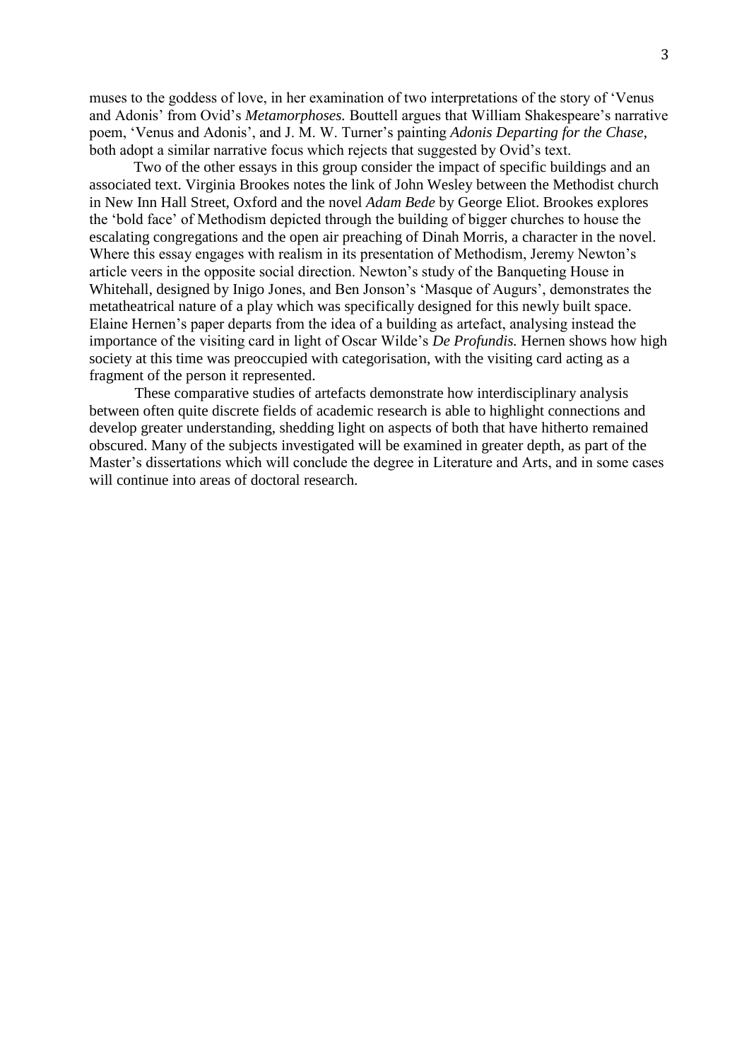muses to the goddess of love, in her examination of two interpretations of the story of 'Venus and Adonis' from Ovid's *Metamorphoses.* Bouttell argues that William Shakespeare's narrative poem, 'Venus and Adonis', and J. M. W. Turner's painting *Adonis Departing for the Chase*, both adopt a similar narrative focus which rejects that suggested by Ovid's text.

Two of the other essays in this group consider the impact of specific buildings and an associated text. Virginia Brookes notes the link of John Wesley between the Methodist church in New Inn Hall Street, Oxford and the novel *Adam Bede* by George Eliot. Brookes explores the 'bold face' of Methodism depicted through the building of bigger churches to house the escalating congregations and the open air preaching of Dinah Morris, a character in the novel. Where this essay engages with realism in its presentation of Methodism, Jeremy Newton's article veers in the opposite social direction. Newton's study of the Banqueting House in Whitehall, designed by Inigo Jones, and Ben Jonson's 'Masque of Augurs', demonstrates the metatheatrical nature of a play which was specifically designed for this newly built space. Elaine Hernen's paper departs from the idea of a building as artefact, analysing instead the importance of the visiting card in light of Oscar Wilde's *De Profundis.* Hernen shows how high society at this time was preoccupied with categorisation, with the visiting card acting as a fragment of the person it represented.

These comparative studies of artefacts demonstrate how interdisciplinary analysis between often quite discrete fields of academic research is able to highlight connections and develop greater understanding, shedding light on aspects of both that have hitherto remained obscured. Many of the subjects investigated will be examined in greater depth, as part of the Master's dissertations which will conclude the degree in Literature and Arts, and in some cases will continue into areas of doctoral research.